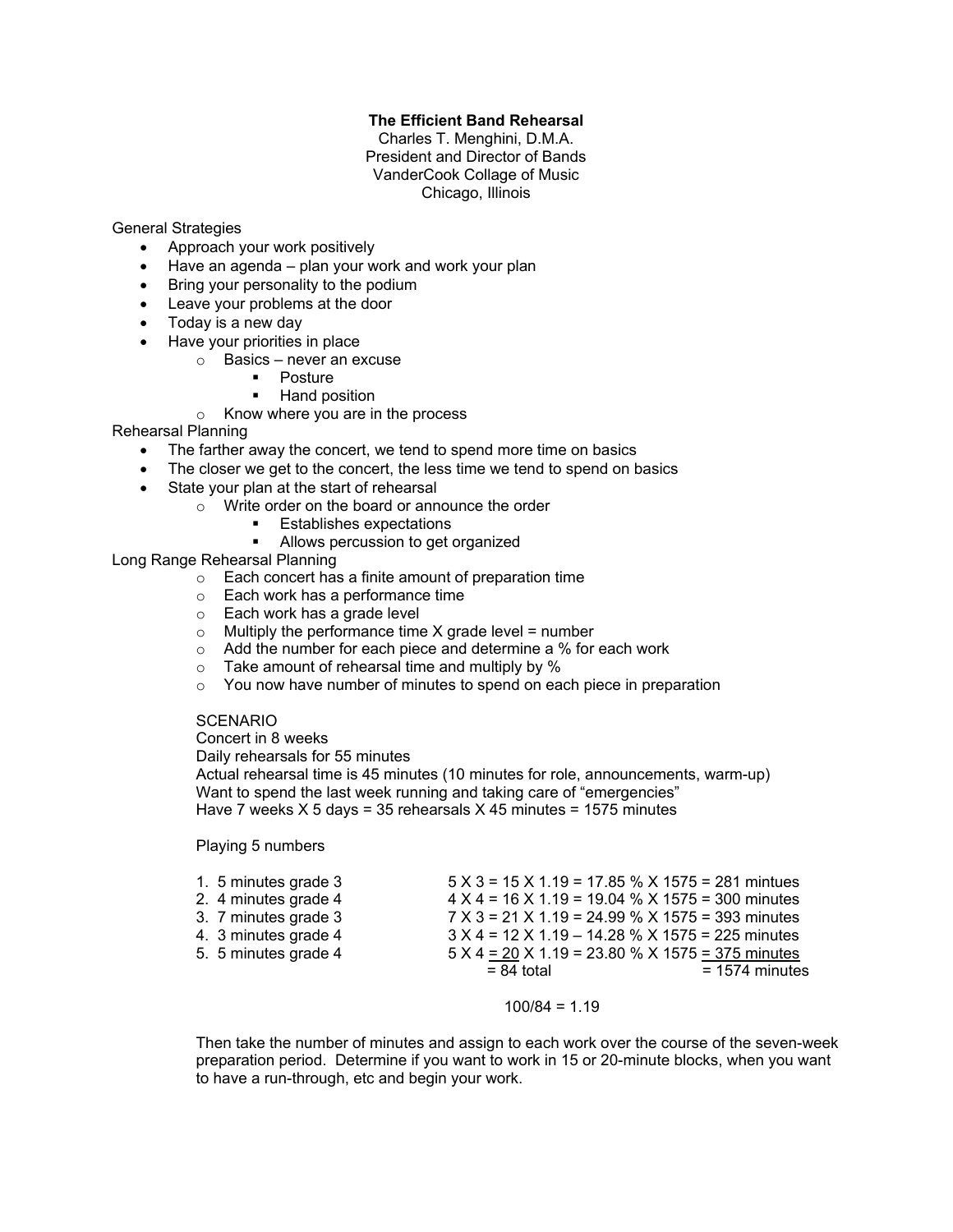# The Efficient Band Rehearsal

Charles T. Menghini, D.M.A.
President and Director of Bands
VanderCook Collage of Music
Chicago, Illinois

General Strategies

- Approach your work positively
- Have an agenda – plan your work and work your plan
- Bring your personality to the podium
- Leave your problems at the door
- Today is a new day
- Have your priorities in place
  - Basics – never an excuse
    - Posture
    - Hand position
  - Know where you are in the process

Rehearsal Planning

- The farther away the concert, we tend to spend more time on basics
- The closer we get to the concert, the less time we tend to spend on basics
- State your plan at the start of rehearsal
  - Write order on the board or announce the order
    - Establishes expectations
    - Allows percussion to get organized

Long Range Rehearsal Planning

- Each concert has a finite amount of preparation time
- Each work has a performance time
- Each work has a grade level
- Multiply the performance time X grade level = number
- Add the number for each piece and determine a % for each work
- Take amount of rehearsal time and multiply by %
- You now have number of minutes to spend on each piece in preparation

SCENARIO
Concert in 8 weeks
Daily rehearsals for 55 minutes
Actual rehearsal time is 45 minutes (10 minutes for role, announcements, warm-up)
Want to spend the last week running and taking care of "emergencies"
Have 7 weeks X 5 days = 35 rehearsals X 45 minutes = 1575 minutes

Playing 5 numbers

| | |
|---|---|
| 1. 5 minutes grade 3 | 5 X 3 = 15 X 1.19 = 17.85 % X 1575 = 281 mintues |
| 2. 4 minutes grade 4 | 4 X 4 = 16 X 1.19 = 19.04 % X 1575 = 300 minutes |
| 3. 7 minutes grade 3 | 7 X 3 = 21 X 1.19 = 24.99 % X 1575 = 393 minutes |
| 4. 3 minutes grade 4 | 3 X 4 = 12 X 1.19 – 14.28 % X 1575 = 225 minutes |
| 5. 5 minutes grade 4 | 5 X 4 = 20 X 1.19 = 23.80 % X 1575 = 375 minutes |
| | = 84 total = 1574 minutes |

100/84 = 1.19

Then take the number of minutes and assign to each work over the course of the seven-week preparation period. Determine if you want to work in 15 or 20-minute blocks, when you want to have a run-through, etc and begin your work.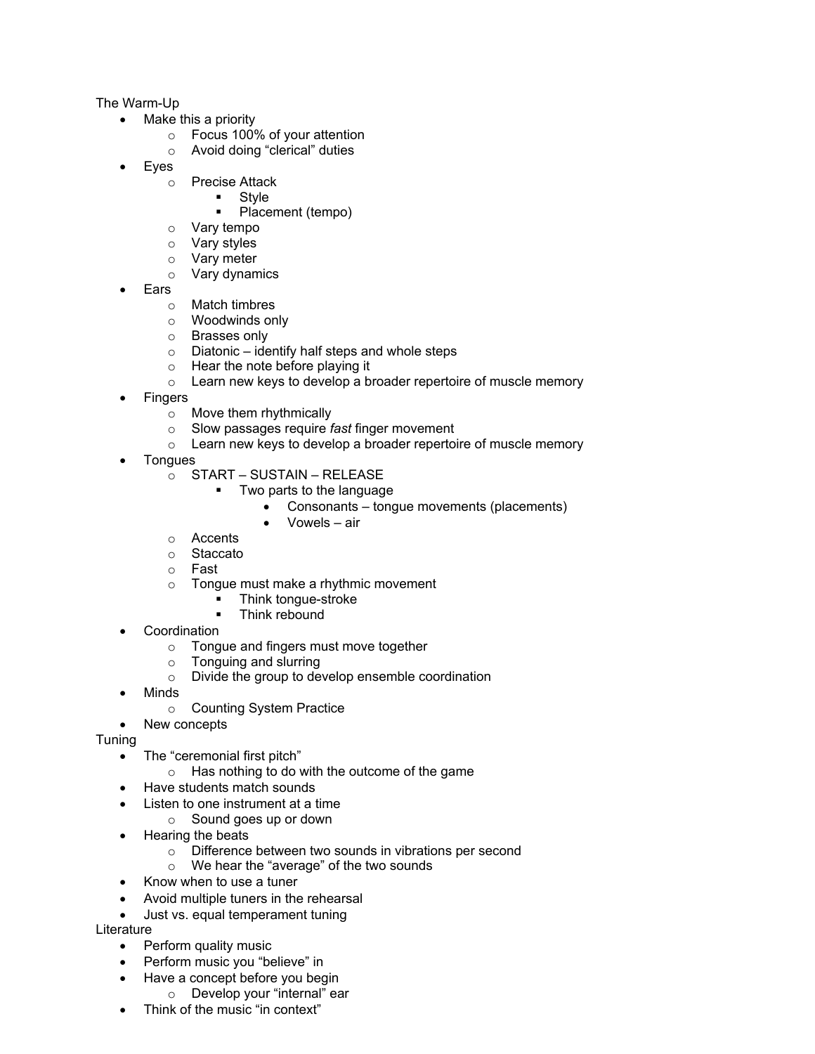The Warm-Up

- Make this a priority
    - Focus 100% of your attention
    - Avoid doing "clerical" duties
- Eyes
    - Precise Attack
        - Style
        - Placement (tempo)
    - Vary tempo
    - Vary styles
    - Vary meter
    - Vary dynamics
- Ears
    - Match timbres
    - Woodwinds only
    - Brasses only
    - Diatonic – identify half steps and whole steps
    - Hear the note before playing it
    - Learn new keys to develop a broader repertoire of muscle memory
- Fingers
    - Move them rhythmically
    - Slow passages require *fast* finger movement
    - Learn new keys to develop a broader repertoire of muscle memory
- Tongues
    - START – SUSTAIN – RELEASE
        - Two parts to the language
            - Consonants – tongue movements (placements)
            - Vowels – air
    - Accents
    - Staccato
    - Fast
    - Tongue must make a rhythmic movement
        - Think tongue-stroke
        - Think rebound
- Coordination
    - Tongue and fingers must move together
    - Tonguing and slurring
    - Divide the group to develop ensemble coordination
- Minds
    - Counting System Practice
- New concepts

Tuning

- The "ceremonial first pitch"
    - Has nothing to do with the outcome of the game
- Have students match sounds
- Listen to one instrument at a time
    - Sound goes up or down
- Hearing the beats
    - Difference between two sounds in vibrations per second
    - We hear the "average" of the two sounds
- Know when to use a tuner
- Avoid multiple tuners in the rehearsal
- Just vs. equal temperament tuning

Literature

- Perform quality music
- Perform music you "believe" in
- Have a concept before you begin
    - Develop your "internal" ear
- Think of the music "in context"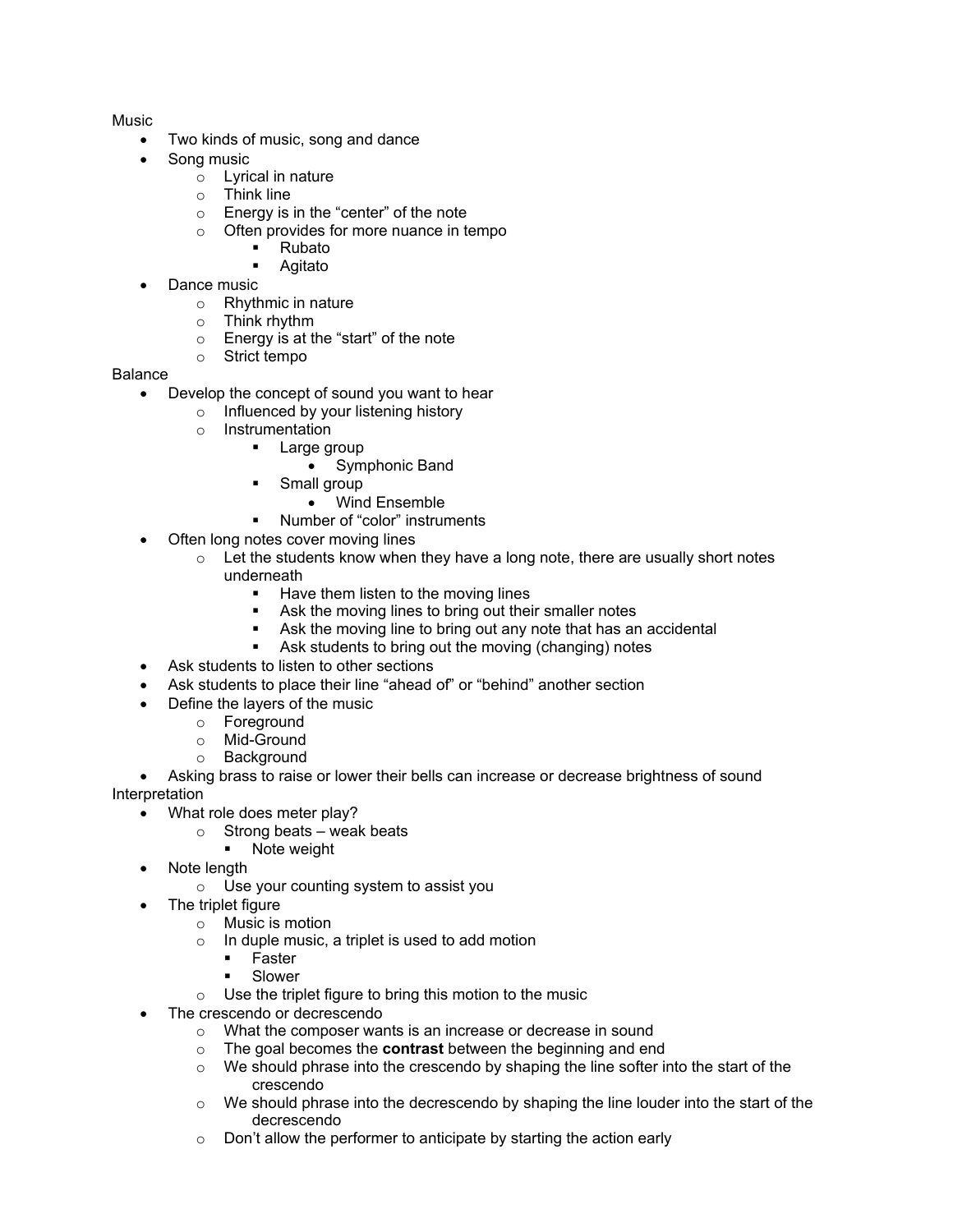Music

- Two kinds of music, song and dance
- Song music
    - Lyrical in nature
    - Think line
    - Energy is in the “center” of the note
    - Often provides for more nuance in tempo
        - Rubato
        - Agitato
- Dance music
    - Rhythmic in nature
    - Think rhythm
    - Energy is at the “start” of the note
    - Strict tempo

Balance

- Develop the concept of sound you want to hear
    - Influenced by your listening history
    - Instrumentation
        - Large group
            - Symphonic Band
        - Small group
            - Wind Ensemble
        - Number of “color” instruments
- Often long notes cover moving lines
    - Let the students know when they have a long note, there are usually short notes underneath
        - Have them listen to the moving lines
        - Ask the moving lines to bring out their smaller notes
        - Ask the moving line to bring out any note that has an accidental
        - Ask students to bring out the moving (changing) notes
- Ask students to listen to other sections
- Ask students to place their line “ahead of” or “behind” another section
- Define the layers of the music
    - Foreground
    - Mid-Ground
    - Background
- Asking brass to raise or lower their bells can increase or decrease brightness of sound

Interpretation

- What role does meter play?
    - Strong beats – weak beats
        - Note weight
- Note length
    - Use your counting system to assist you
- The triplet figure
    - Music is motion
    - In duple music, a triplet is used to add motion
        - Faster
        - Slower
    - Use the triplet figure to bring this motion to the music
- The crescendo or decrescendo
    - What the composer wants is an increase or decrease in sound
    - The goal becomes the **contrast** between the beginning and end
    - We should phrase into the crescendo by shaping the line softer into the start of the crescendo
    - We should phrase into the decrescendo by shaping the line louder into the start of the decrescendo
    - Don’t allow the performer to anticipate by starting the action early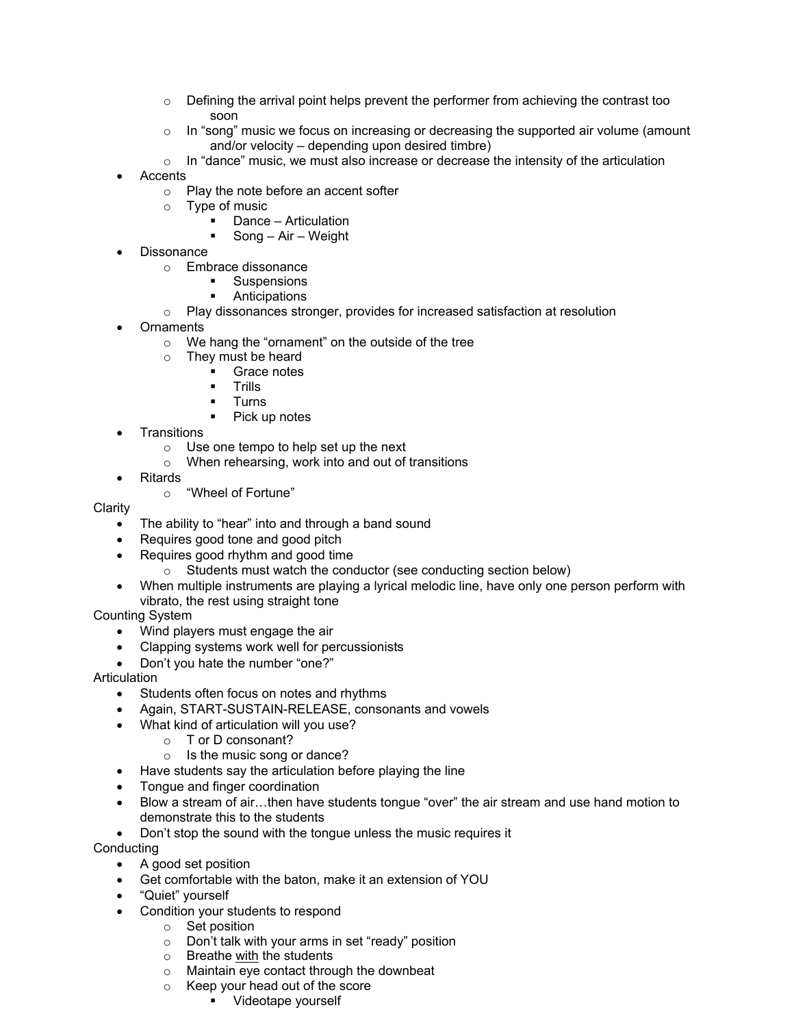- Defining the arrival point helps prevent the performer from achieving the contrast too soon
    - In "song" music we focus on increasing or decreasing the supported air volume (amount and/or velocity – depending upon desired timbre)
    - In "dance" music, we must also increase or decrease the intensity of the articulation
- Accents
    - Play the note before an accent softer
    - Type of music
        - Dance – Articulation
        - Song – Air – Weight
- Dissonance
    - Embrace dissonance
        - Suspensions
        - Anticipations
    - Play dissonances stronger, provides for increased satisfaction at resolution
- Ornaments
    - We hang the "ornament" on the outside of the tree
    - They must be heard
        - Grace notes
        - Trills
        - Turns
        - Pick up notes
- Transitions
    - Use one tempo to help set up the next
    - When rehearsing, work into and out of transitions
- Ritards
    - "Wheel of Fortune"

Clarity

- The ability to "hear" into and through a band sound
- Requires good tone and good pitch
- Requires good rhythm and good time
    - Students must watch the conductor (see conducting section below)
- When multiple instruments are playing a lyrical melodic line, have only one person perform with vibrato, the rest using straight tone

Counting System

- Wind players must engage the air
- Clapping systems work well for percussionists
- Don't you hate the number "one?"

Articulation

- Students often focus on notes and rhythms
- Again, START-SUSTAIN-RELEASE, consonants and vowels
- What kind of articulation will you use?
    - T or D consonant?
    - Is the music song or dance?
- Have students say the articulation before playing the line
- Tongue and finger coordination
- Blow a stream of air…then have students tongue "over" the air stream and use hand motion to demonstrate this to the students
- Don't stop the sound with the tongue unless the music requires it

Conducting

- A good set position
- Get comfortable with the baton, make it an extension of YOU
- "Quiet" yourself
- Condition your students to respond
    - Set position
    - Don't talk with your arms in set "ready" position
    - Breathe <u>with</u> the students
    - Maintain eye contact through the downbeat
    - Keep your head out of the score
        - Videotape yourself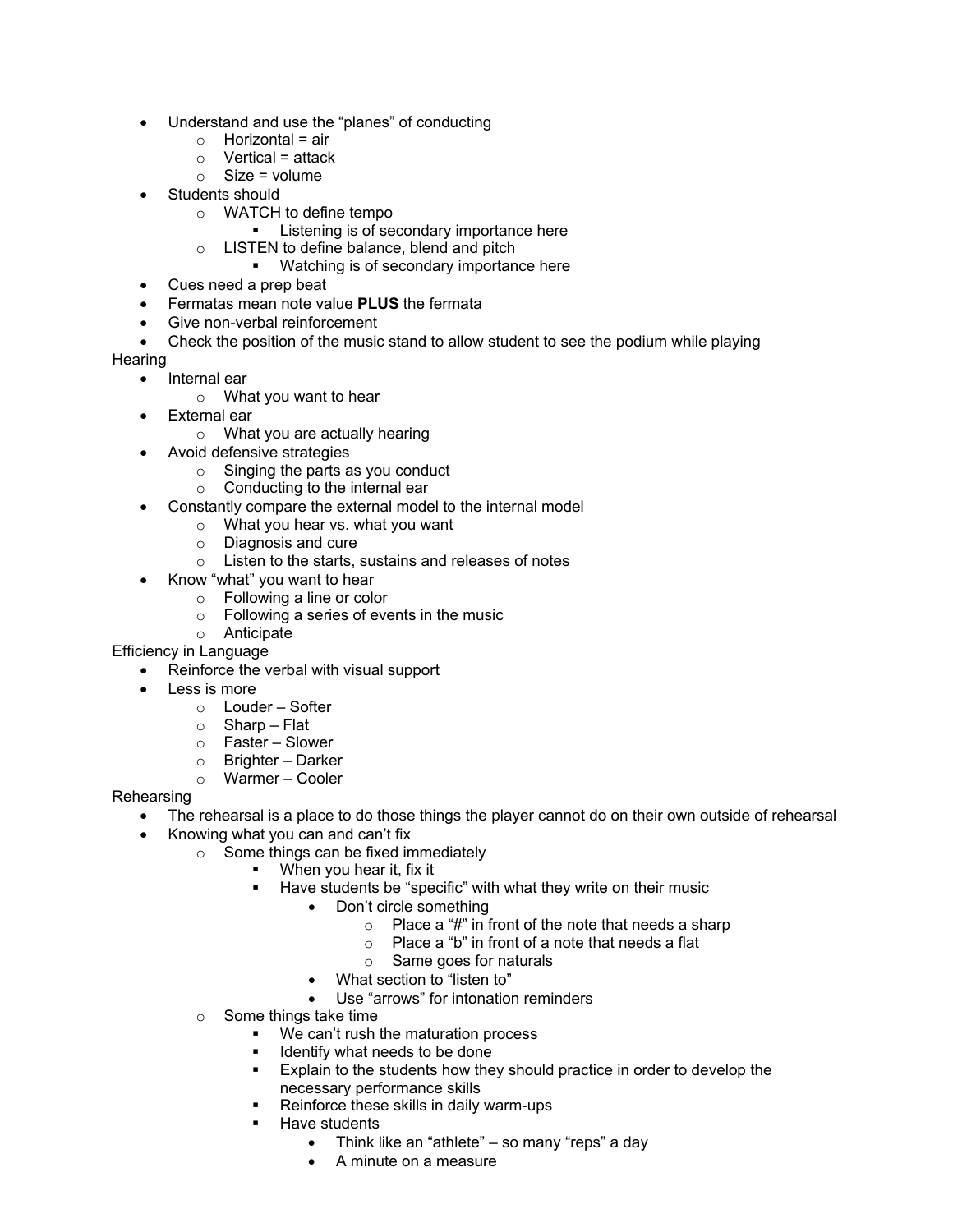- Understand and use the "planes" of conducting
  - Horizontal = air
  - Vertical = attack
  - Size = volume
- Students should
  - WATCH to define tempo
    - Listening is of secondary importance here
  - LISTEN to define balance, blend and pitch
    - Watching is of secondary importance here
- Cues need a prep beat
- Fermatas mean note value **PLUS** the fermata
- Give non-verbal reinforcement
- Check the position of the music stand to allow student to see the podium while playing

Hearing

- Internal ear
  - What you want to hear
- External ear
  - What you are actually hearing
- Avoid defensive strategies
  - Singing the parts as you conduct
  - Conducting to the internal ear
- Constantly compare the external model to the internal model
  - What you hear vs. what you want
  - Diagnosis and cure
  - Listen to the starts, sustains and releases of notes
- Know "what" you want to hear
  - Following a line or color
  - Following a series of events in the music
  - Anticipate

Efficiency in Language

- Reinforce the verbal with visual support
- Less is more
  - Louder – Softer
  - Sharp – Flat
  - Faster – Slower
  - Brighter – Darker
  - Warmer – Cooler

Rehearsing

- The rehearsal is a place to do those things the player cannot do on their own outside of rehearsal
- Knowing what you can and can't fix
  - Some things can be fixed immediately
    - When you hear it, fix it
    - Have students be "specific" with what they write on their music
      - Don't circle something
        - Place a "#" in front of the note that needs a sharp
        - Place a "b" in front of a note that needs a flat
        - Same goes for naturals
      - What section to "listen to"
      - Use "arrows" for intonation reminders
  - Some things take time
    - We can't rush the maturation process
    - Identify what needs to be done
    - Explain to the students how they should practice in order to develop the necessary performance skills
    - Reinforce these skills in daily warm-ups
    - Have students
      - Think like an "athlete" – so many "reps" a day
      - A minute on a measure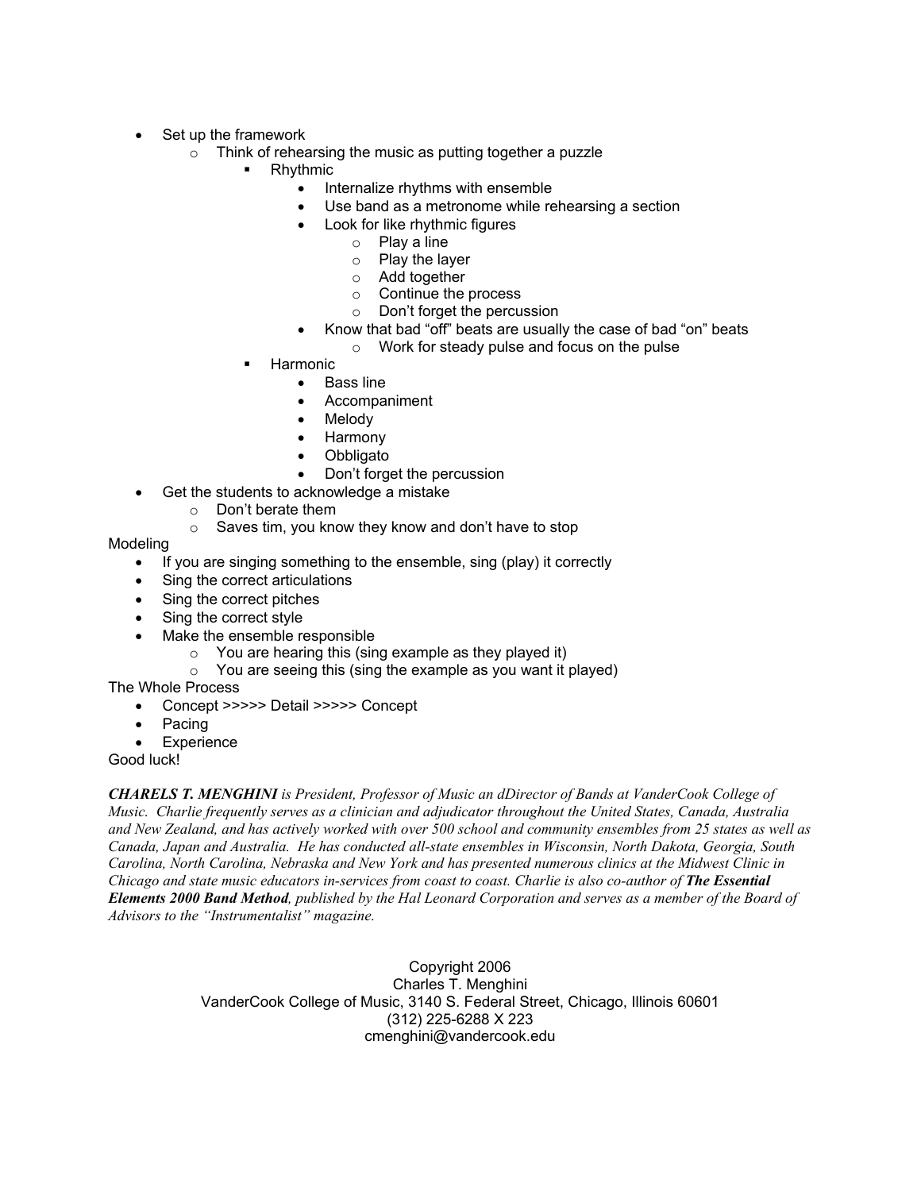- Set up the framework
  - Think of rehearsing the music as putting together a puzzle
    - Rhythmic
      - Internalize rhythms with ensemble
      - Use band as a metronome while rehearsing a section
      - Look for like rhythmic figures
        - Play a line
        - Play the layer
        - Add together
        - Continue the process
        - Don't forget the percussion
      - Know that bad "off" beats are usually the case of bad "on" beats
        - Work for steady pulse and focus on the pulse
    - Harmonic
      - Bass line
      - Accompaniment
      - Melody
      - Harmony
      - Obbligato
      - Don't forget the percussion
- Get the students to acknowledge a mistake
  - Don't berate them
  - Saves tim, you know they know and don't have to stop

Modeling

- If you are singing something to the ensemble, sing (play) it correctly
- Sing the correct articulations
- Sing the correct pitches
- Sing the correct style
- Make the ensemble responsible
  - You are hearing this (sing example as they played it)
  - You are seeing this (sing the example as you want it played)

The Whole Process

- Concept >>>>> Detail >>>>> Concept
- Pacing
- Experience

Good luck!

***CHARELS T. MENGHINI*** *is President, Professor of Music an dDirector of Bands at VanderCook College of Music. Charlie frequently serves as a clinician and adjudicator throughout the United States, Canada, Australia and New Zealand, and has actively worked with over 500 school and community ensembles from 25 states as well as Canada, Japan and Australia. He has conducted all-state ensembles in Wisconsin, North Dakota, Georgia, South Carolina, North Carolina, Nebraska and New York and has presented numerous clinics at the Midwest Clinic in Chicago and state music educators in-services from coast to coast. Charlie is also co-author of* ***The Essential Elements 2000 Band Method****, published by the Hal Leonard Corporation and serves as a member of the Board of Advisors to the "Instrumentalist" magazine.*

Copyright 2006
Charles T. Menghini
VanderCook College of Music, 3140 S. Federal Street, Chicago, Illinois 60601
(312) 225-6288 X 223
cmenghini@vandercook.edu